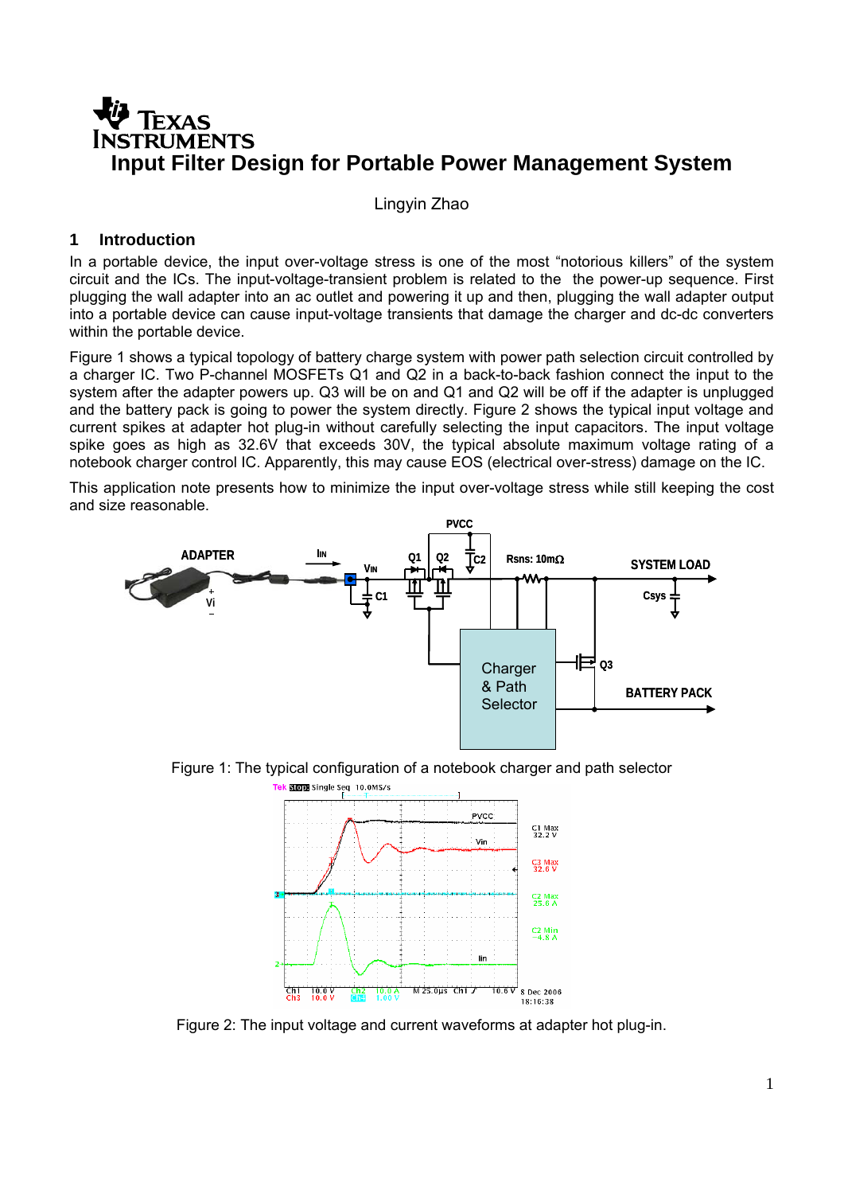# Input Filter Design for Portable Power Management System

Lingyin Zhao

## 1 Introduction

In a portable device, the input over-voltage stress is one of the most "notorious killers" of the system circuit and the ICs. The input-voltage-transient problem is related to the the power-up sequence. First plugging the wall adapter into an ac outlet and powering it up and then, plugging the wall adapter output into a portable device can cause input-voltage transients that damage the charger and dc-dc converters within the portable device.

Figure 1 shows a typical topology of battery charge system with power path selection circuit controlled by a charger IC. Two P-channel MOSFETs Q1 and Q2 in a back-to-back fashion connect the input to the system after the adapter powers up. Q3 will be on and Q1 and Q2 will be off if the adapter is unplugged and the battery pack is going to power the system directly. Figure 2 shows the typical input voltage and current spikes at adapter hot plug-in without carefully selecting the input capacitors. The input voltage spike goes as high as 32.6V that exceeds 30V, the typical absolute maximum voltage rating of a notebook charger control IC. Apparently, this may cause EOS (electrical over-stress) damage on the IC.

This application note presents how to minimize the input over-voltage stress while still keeping the cost and size reasonable.

Figure 1: The typical configuration of a notebook charger and path selector

Figure 2: The input voltage and current waveforms at adapter hot plug-in.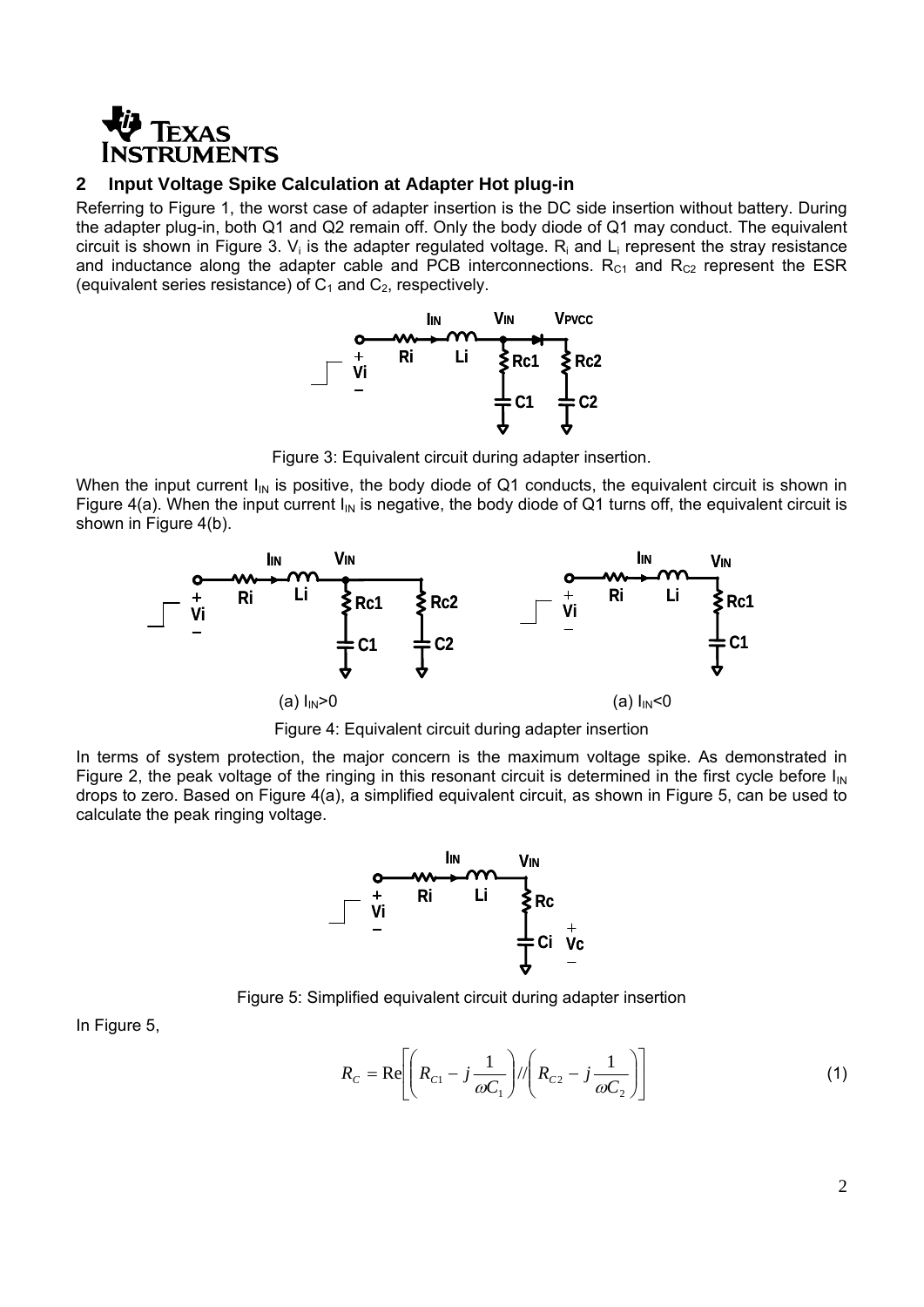## 2 Input Voltage Spike Calculation at Adapter Hot plug-in

Referring to Figure 1, the worst case of adapter insertion is the DC side insertion without battery. During the adapter plug-in, both Q1 and Q2 remain off. Only the body diode of Q1 may conduct. The equivalent circuit is shown in Figure 3. $V_i$ is the adapter regulated voltage. $R_i$ and $L_i$ represent the stray resistance and inductance along the adapter cable and PCB interconnections. $R_{C1}$ and $R_{C2}$ represent the ESR (equivalent series resistance) of $C_1$ and $C_2$, respectively.

Figure 3: Equivalent circuit during adapter insertion.

When the input current $I_{IN}$ is positive, the body diode of Q1 conducts, the equivalent circuit is shown in Figure 4(a). When the input current $I_{IN}$ is negative, the body diode of Q1 turns off, the equivalent circuit is shown in Figure 4(b).

(a) $I_{IN}>0$ (a) $I_{IN}<0$

Figure 4: Equivalent circuit during adapter insertion

In terms of system protection, the major concern is the maximum voltage spike. As demonstrated in Figure 2, the peak voltage of the ringing in this resonant circuit is determined in the first cycle before $I_{IN}$ drops to zero. Based on Figure 4(a), a simplified equivalent circuit, as shown in Figure 5, can be used to calculate the peak ringing voltage.

Figure 5: Simplified equivalent circuit during adapter insertion

In Figure 5,

$$R_C = \mathrm{Re}\left[\left(R_{C1} - j\frac{1}{\omega C_1}\right) // \left(R_{C2} - j\frac{1}{\omega C_2}\right)\right] \tag{1}$$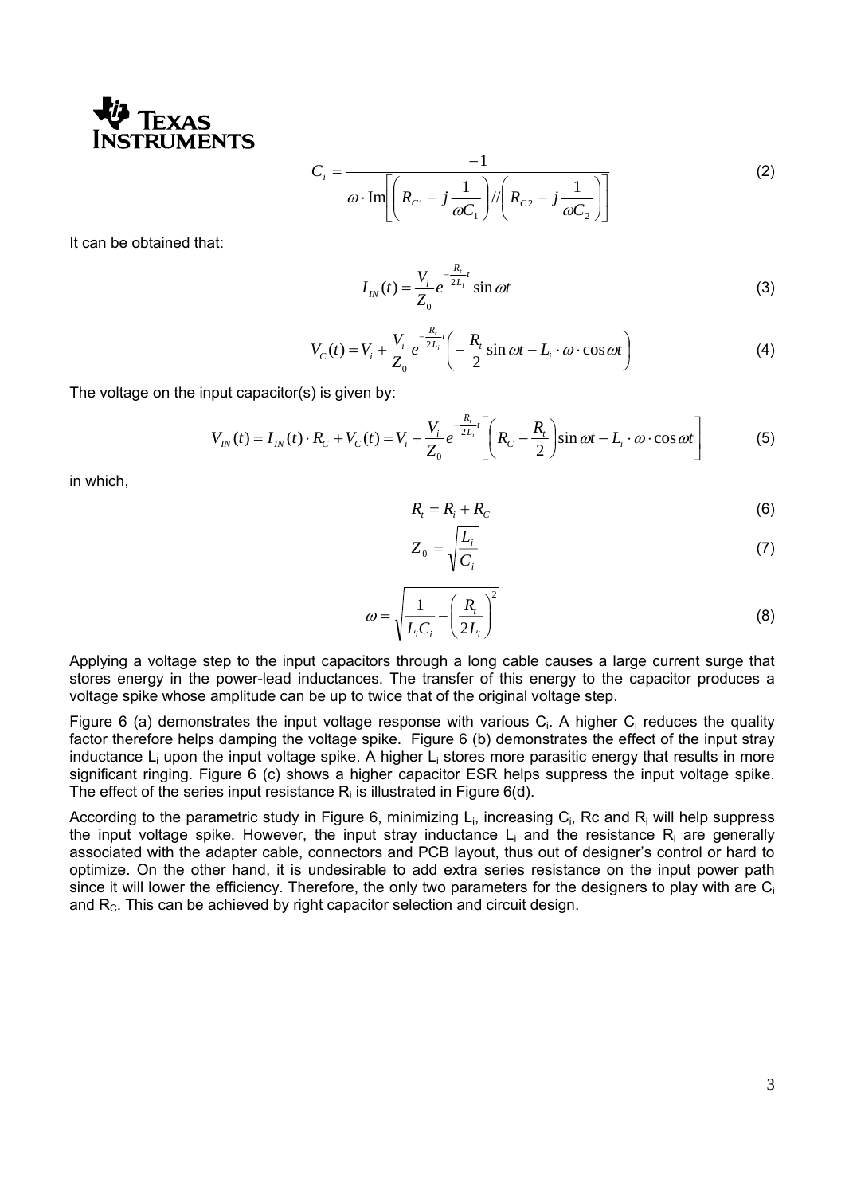$$C_i = \frac{-1}{\omega \cdot \mathrm{Im}\left[\left(R_{C1} - j\frac{1}{\omega C_1}\right) // \left(R_{C2} - j\frac{1}{\omega C_2}\right)\right]} \tag{2}$$

It can be obtained that:

$$I_{IN}(t) = \frac{V_i}{Z_0} e^{-\frac{R_t}{2L_i}t} \sin \omega t \tag{3}$$

$$V_C(t) = V_i + \frac{V_i}{Z_0} e^{-\frac{R_t}{2L_i}t} \left( -\frac{R_t}{2} \sin \omega t - L_i \cdot \omega \cdot \cos \omega t \right) \tag{4}$$

The voltage on the input capacitor(s) is given by:

$$V_{IN}(t) = I_{IN}(t) \cdot R_C + V_C(t) = V_i + \frac{V_i}{Z_0} e^{-\frac{R_t}{2L_i}t} \left[ \left( R_C - \frac{R_t}{2} \right) \sin \omega t - L_i \cdot \omega \cdot \cos \omega t \right] \tag{5}$$

in which,

$$R_t = R_i + R_C \tag{6}$$

$$Z_0 = \sqrt{\frac{L_i}{C_i}} \tag{7}$$

$$\omega = \sqrt{\frac{1}{L_i C_i} - \left( \frac{R_t}{2L_i} \right)^2} \tag{8}$$

Applying a voltage step to the input capacitors through a long cable causes a large current surge that stores energy in the power-lead inductances. The transfer of this energy to the capacitor produces a voltage spike whose amplitude can be up to twice that of the original voltage step.

Figure 6 (a) demonstrates the input voltage response with various $C_i$. A higher $C_i$ reduces the quality factor therefore helps damping the voltage spike. Figure 6 (b) demonstrates the effect of the input stray inductance $L_i$ upon the input voltage spike. A higher $L_i$ stores more parasitic energy that results in more significant ringing. Figure 6 (c) shows a higher capacitor ESR helps suppress the input voltage spike. The effect of the series input resistance $R_i$ is illustrated in Figure 6(d).

According to the parametric study in Figure 6, minimizing $L_i$, increasing $C_i$, Rc and $R_i$ will help suppress the input voltage spike. However, the input stray inductance $L_i$ and the resistance $R_i$ are generally associated with the adapter cable, connectors and PCB layout, thus out of designer's control or hard to optimize. On the other hand, it is undesirable to add extra series resistance on the input power path since it will lower the efficiency. Therefore, the only two parameters for the designers to play with are $C_i$ and $R_C$. This can be achieved by right capacitor selection and circuit design.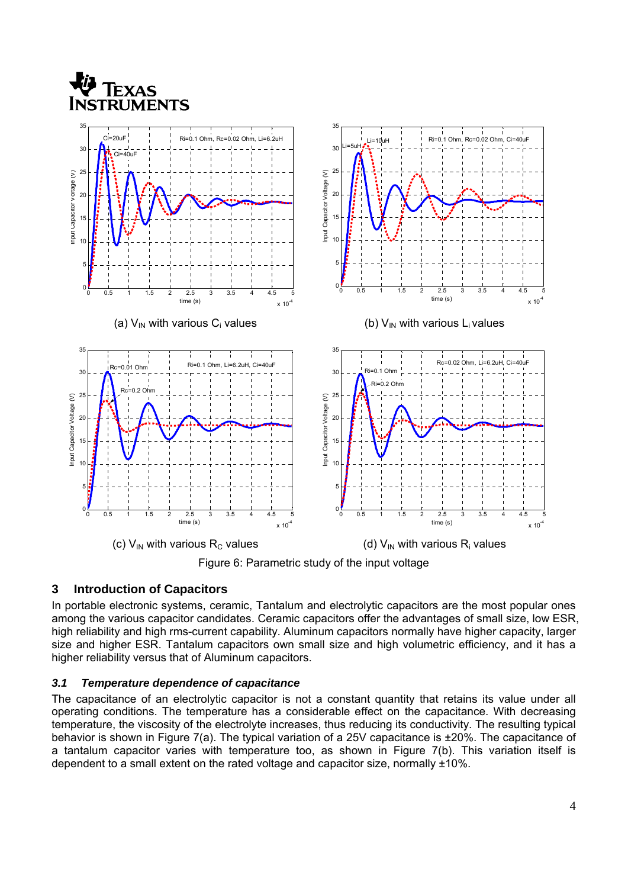(a) $V_{IN}$ with various $C_i$ values

(b) $V_{IN}$ with various $L_i$ values

(c) $V_{IN}$ with various $R_C$ values

(d) $V_{IN}$ with various $R_i$ values

Figure 6: Parametric study of the input voltage

## 3 Introduction of Capacitors

In portable electronic systems, ceramic, Tantalum and electrolytic capacitors are the most popular ones among the various capacitor candidates. Ceramic capacitors offer the advantages of small size, low ESR, high reliability and high rms-current capability. Aluminum capacitors normally have higher capacity, larger size and higher ESR. Tantalum capacitors own small size and high volumetric efficiency, and it has a higher reliability versus that of Aluminum capacitors.

### *3.1 Temperature dependence of capacitance*

The capacitance of an electrolytic capacitor is not a constant quantity that retains its value under all operating conditions. The temperature has a considerable effect on the capacitance. With decreasing temperature, the viscosity of the electrolyte increases, thus reducing its conductivity. The resulting typical behavior is shown in Figure 7(a). The typical variation of a 25V capacitance is ±20%. The capacitance of a tantalum capacitor varies with temperature too, as shown in Figure 7(b). This variation itself is dependent to a small extent on the rated voltage and capacitor size, normally ±10%.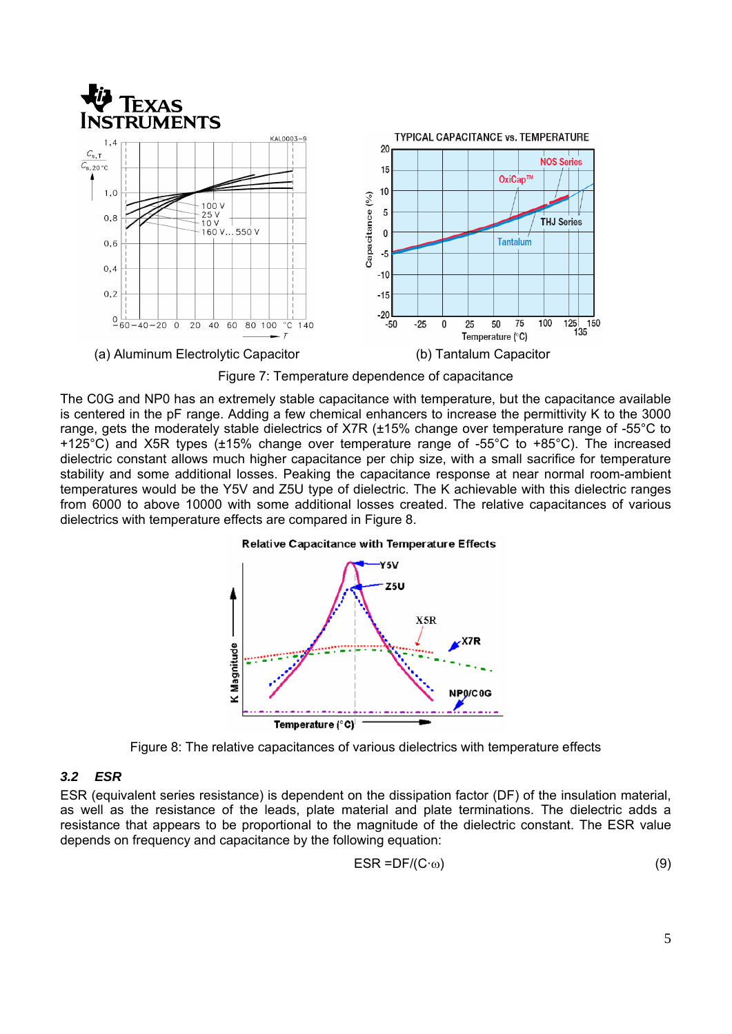(a) Aluminum Electrolytic Capacitor (b) Tantalum Capacitor

Figure 7: Temperature dependence of capacitance

The C0G and NP0 has an extremely stable capacitance with temperature, but the capacitance available is centered in the pF range. Adding a few chemical enhancers to increase the permittivity K to the 3000 range, gets the moderately stable dielectrics of X7R (±15% change over temperature range of -55°C to +125°C) and X5R types (±15% change over temperature range of -55°C to +85°C). The increased dielectric constant allows much higher capacitance per chip size, with a small sacrifice for temperature stability and some additional losses. Peaking the capacitance response at near normal room-ambient temperatures would be the Y5V and Z5U type of dielectric. The K achievable with this dielectric ranges from 6000 to above 10000 with some additional losses created. The relative capacitances of various dielectrics with temperature effects are compared in Figure 8.

Figure 8: The relative capacitances of various dielectrics with temperature effects

### 3.2 ESR

ESR (equivalent series resistance) is dependent on the dissipation factor (DF) of the insulation material, as well as the resistance of the leads, plate material and plate terminations. The dielectric adds a resistance that appears to be proportional to the magnitude of the dielectric constant. The ESR value depends on frequency and capacitance by the following equation:

$$ESR = DF/(C \cdot \omega) \tag{9}$$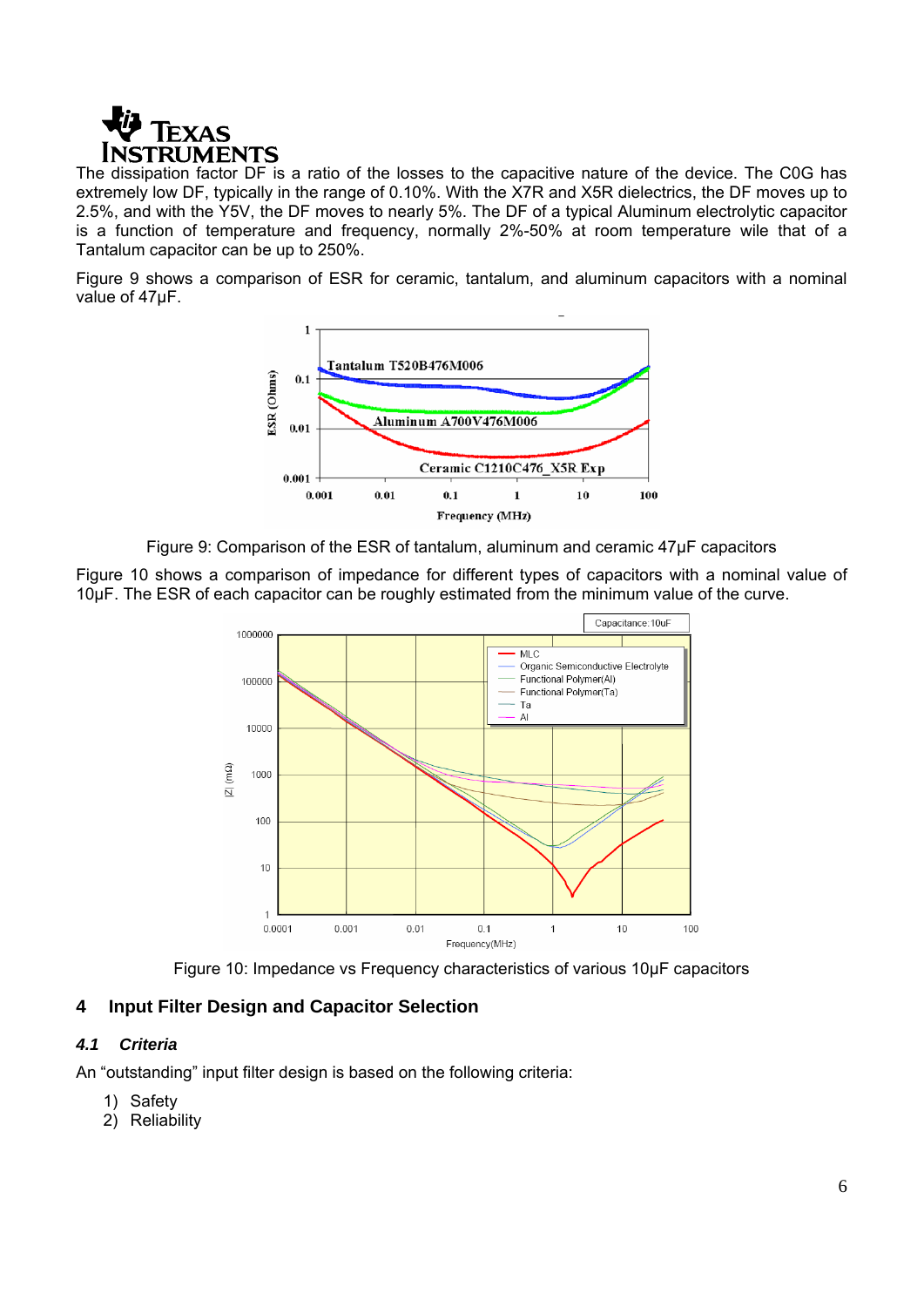The dissipation factor DF is a ratio of the losses to the capacitive nature of the device. The C0G has extremely low DF, typically in the range of 0.10%. With the X7R and X5R dielectrics, the DF moves up to 2.5%, and with the Y5V, the DF moves to nearly 5%. The DF of a typical Aluminum electrolytic capacitor is a function of temperature and frequency, normally 2%-50% at room temperature wile that of a Tantalum capacitor can be up to 250%.

Figure 9 shows a comparison of ESR for ceramic, tantalum, and aluminum capacitors with a nominal value of 47µF.

Figure 9: Comparison of the ESR of tantalum, aluminum and ceramic 47µF capacitors

Figure 10 shows a comparison of impedance for different types of capacitors with a nominal value of 10µF. The ESR of each capacitor can be roughly estimated from the minimum value of the curve.

Figure 10: Impedance vs Frequency characteristics of various 10µF capacitors

## 4 Input Filter Design and Capacitor Selection

### *4.1 Criteria*

An "outstanding" input filter design is based on the following criteria:

1) Safety
2) Reliability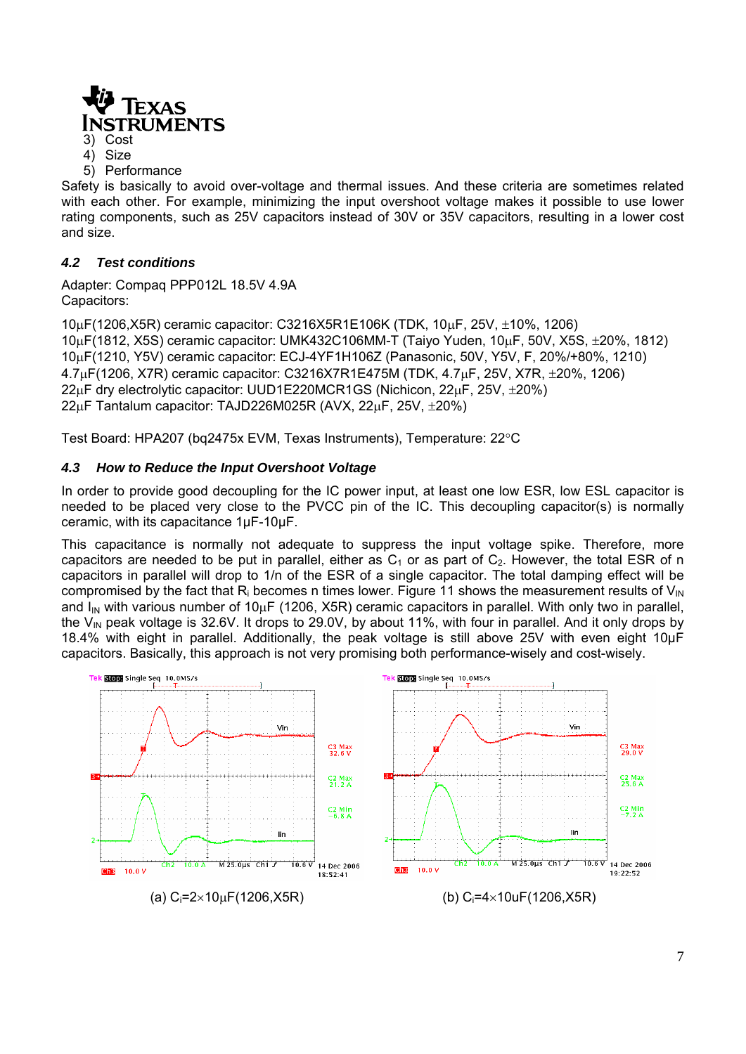3) Cost
4) Size
5) Performance

Safety is basically to avoid over-voltage and thermal issues. And these criteria are sometimes related with each other. For example, minimizing the input overshoot voltage makes it possible to use lower rating components, such as 25V capacitors instead of 30V or 35V capacitors, resulting in a lower cost and size.

### *4.2 Test conditions*

Adapter: Compaq PPP012L 18.5V 4.9A
Capacitors:

10μF(1206,X5R) ceramic capacitor: C3216X5R1E106K (TDK, 10μF, 25V, ±10%, 1206)
10μF(1812, X5S) ceramic capacitor: UMK432C106MM-T (Taiyo Yuden, 10μF, 50V, X5S, ±20%, 1812)
10μF(1210, Y5V) ceramic capacitor: ECJ-4YF1H106Z (Panasonic, 50V, Y5V, F, 20%/+80%, 1210)
4.7μF(1206, X7R) ceramic capacitor: C3216X7R1E475M (TDK, 4.7μF, 25V, X7R, ±20%, 1206)
22μF dry electrolytic capacitor: UUD1E220MCR1GS (Nichicon, 22μF, 25V, ±20%)
22μF Tantalum capacitor: TAJD226M025R (AVX, 22μF, 25V, ±20%)

Test Board: HPA207 (bq2475x EVM, Texas Instruments), Temperature: 22°C

### *4.3 How to Reduce the Input Overshoot Voltage*

In order to provide good decoupling for the IC power input, at least one low ESR, low ESL capacitor is needed to be placed very close to the PVCC pin of the IC. This decoupling capacitor(s) is normally ceramic, with its capacitance 1μF-10μF.

This capacitance is normally not adequate to suppress the input voltage spike. Therefore, more capacitors are needed to be put in parallel, either as $C_1$ or as part of $C_2$. However, the total ESR of n capacitors in parallel will drop to 1/n of the ESR of a single capacitor. The total damping effect will be compromised by the fact that $R_i$ becomes n times lower. Figure 11 shows the measurement results of $V_{IN}$ and $I_{IN}$ with various number of 10μF (1206, X5R) ceramic capacitors in parallel. With only two in parallel, the $V_{IN}$ peak voltage is 32.6V. It drops to 29.0V, by about 11%, with four in parallel. And it only drops by 18.4% with eight in parallel. Additionally, the peak voltage is still above 25V with even eight 10μF capacitors. Basically, this approach is not very promising both performance-wisely and cost-wisely.

(a) $C_i$=2×10μF(1206,X5R)

(b) $C_i$=4×10uF(1206,X5R)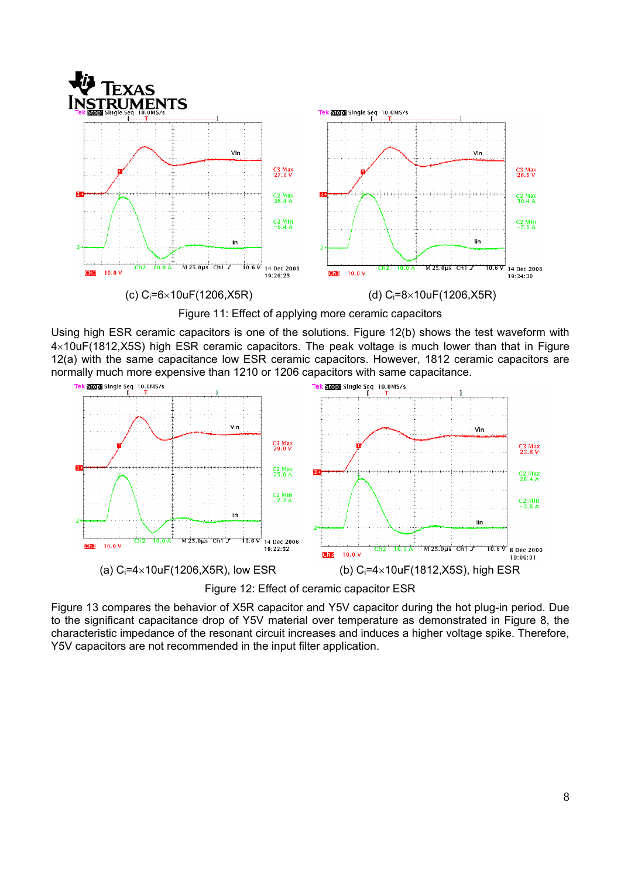(c) $C_i$=6×10uF(1206,X5R)

(d) $C_i$=8×10uF(1206,X5R)

Figure 11: Effect of applying more ceramic capacitors

Using high ESR ceramic capacitors is one of the solutions. Figure 12(b) shows the test waveform with 4×10uF(1812,X5S) high ESR ceramic capacitors. The peak voltage is much lower than that in Figure 12(a) with the same capacitance low ESR ceramic capacitors. However, 1812 ceramic capacitors are normally much more expensive than 1210 or 1206 capacitors with same capacitance.

(a) $C_i$=4×10uF(1206,X5R), low ESR

(b) $C_i$=4×10uF(1812,X5S), high ESR

Figure 12: Effect of ceramic capacitor ESR

Figure 13 compares the behavior of X5R capacitor and Y5V capacitor during the hot plug-in period. Due to the significant capacitance drop of Y5V material over temperature as demonstrated in Figure 8, the characteristic impedance of the resonant circuit increases and induces a higher voltage spike. Therefore, Y5V capacitors are not recommended in the input filter application.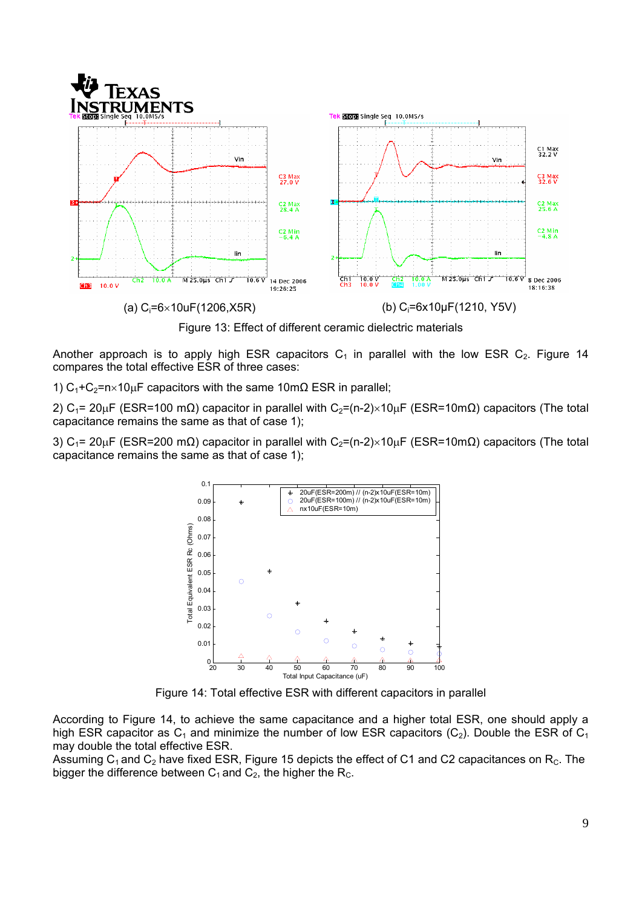(a) $C_i$=6×10uF(1206,X5R)

(b) $C_i$=6x10μF(1210, Y5V)

Figure 13: Effect of different ceramic dielectric materials

Another approach is to apply high ESR capacitors $C_1$ in parallel with the low ESR $C_2$. Figure 14 compares the total effective ESR of three cases:

1) $C_1$+$C_2$=n×10μF capacitors with the same 10mΩ ESR in parallel;

2) $C_1$= 20μF (ESR=100 mΩ) capacitor in parallel with $C_2$=(n-2)×10μF (ESR=10mΩ) capacitors (The total capacitance remains the same as that of case 1);

3) $C_1$= 20μF (ESR=200 mΩ) capacitor in parallel with $C_2$=(n-2)×10μF (ESR=10mΩ) capacitors (The total capacitance remains the same as that of case 1);

Figure 14: Total effective ESR with different capacitors in parallel

According to Figure 14, to achieve the same capacitance and a higher total ESR, one should apply a high ESR capacitor as $C_1$ and minimize the number of low ESR capacitors ($C_2$). Double the ESR of $C_1$ may double the total effective ESR.

Assuming $C_1$ and $C_2$ have fixed ESR, Figure 15 depicts the effect of C1 and C2 capacitances on $R_C$. The bigger the difference between $C_1$ and $C_2$, the higher the $R_C$.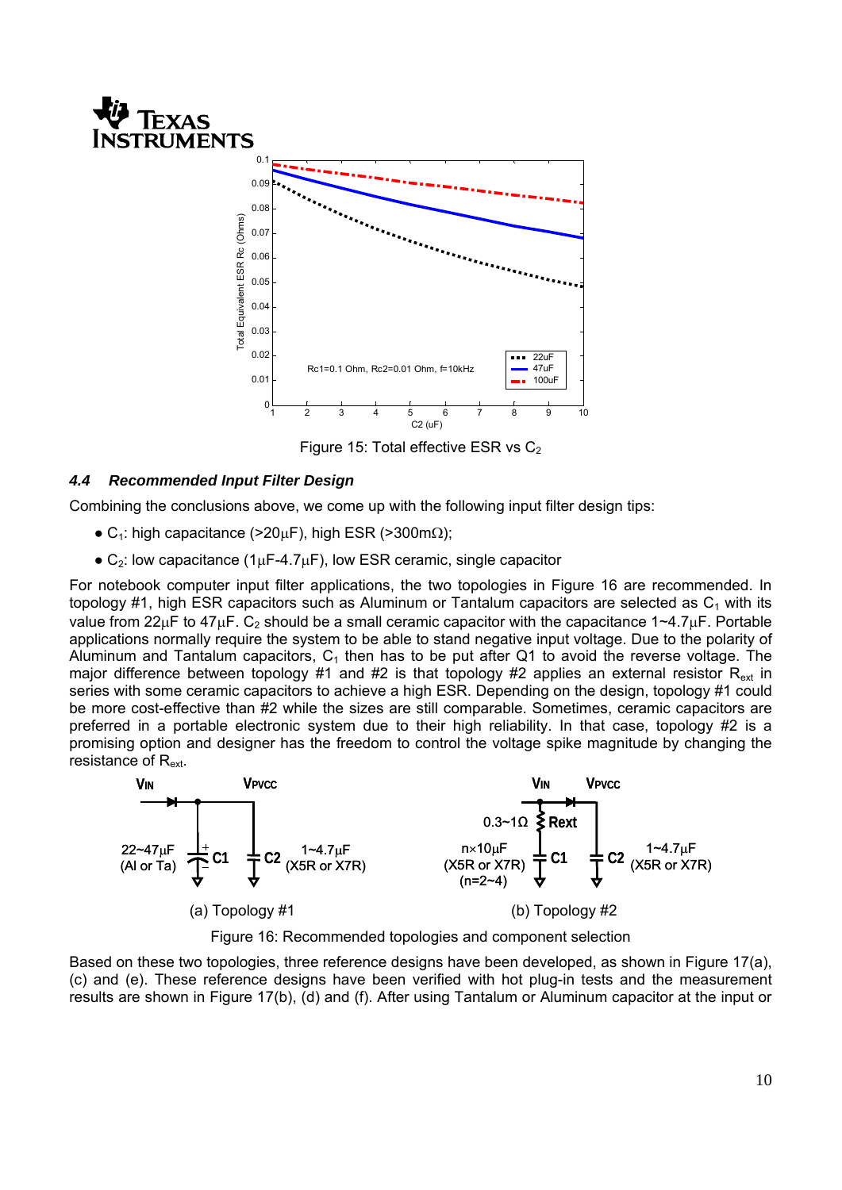Figure 15: Total effective ESR vs $C_2$

### 4.4 *Recommended Input Filter Design*

Combining the conclusions above, we come up with the following input filter design tips:

- $C_1$: high capacitance (>20μF), high ESR (>300mΩ);
- $C_2$: low capacitance (1μF-4.7μF), low ESR ceramic, single capacitor

For notebook computer input filter applications, the two topologies in Figure 16 are recommended. In topology #1, high ESR capacitors such as Aluminum or Tantalum capacitors are selected as $C_1$ with its value from 22μF to 47μF. $C_2$ should be a small ceramic capacitor with the capacitance 1~4.7μF. Portable applications normally require the system to be able to stand negative input voltage. Due to the polarity of Aluminum and Tantalum capacitors, $C_1$ then has to be put after Q1 to avoid the reverse voltage. The major difference between topology #1 and #2 is that topology #2 applies an external resistor $R_{ext}$ in series with some ceramic capacitors to achieve a high ESR. Depending on the design, topology #1 could be more cost-effective than #2 while the sizes are still comparable. Sometimes, ceramic capacitors are preferred in a portable electronic system due to their high reliability. In that case, topology #2 is a promising option and designer has the freedom to control the voltage spike magnitude by changing the resistance of $R_{ext}$.

(a) Topology #1

(b) Topology #2

Figure 16: Recommended topologies and component selection

Based on these two topologies, three reference designs have been developed, as shown in Figure 17(a), (c) and (e). These reference designs have been verified with hot plug-in tests and the measurement results are shown in Figure 17(b), (d) and (f). After using Tantalum or Aluminum capacitor at the input or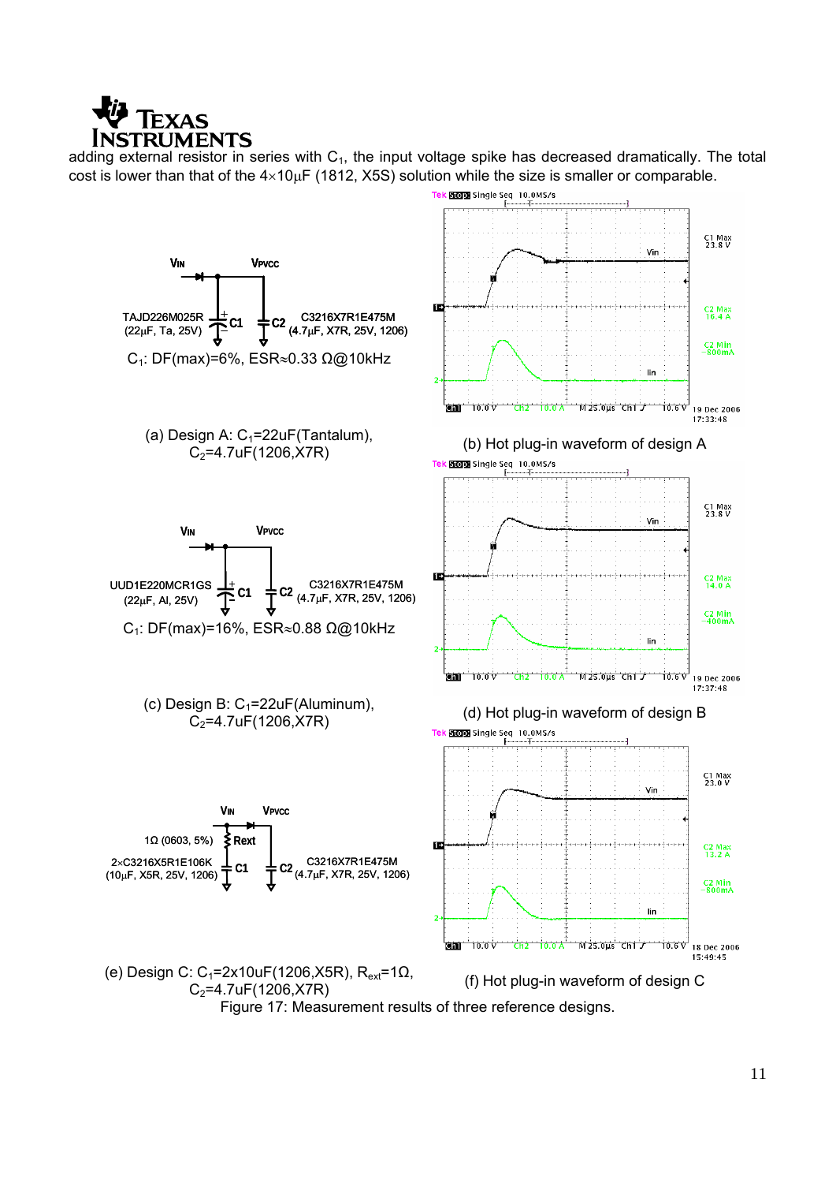adding external resistor in series with $C_1$, the input voltage spike has decreased dramatically. The total cost is lower than that of the 4×10µF (1812, X5S) solution while the size is smaller or comparable.

VIN
VPVCC
TAJD226M025R
(22µF, Ta, 25V)
C1
C2
C3216X7R1E475M
(4.7µF, X7R, 25V, 1206)
$C_1$: DF(max)=6%, ESR≈0.33 Ω@10kHz

(a) Design A: $C_1$=22uF(Tantalum), $C_2$=4.7uF(1206,X7R)

Tek Stop Single Seq 10.0MS/s
Vin
Iin
C1 Max 23.8 V
C2 Max 16.4 A
C2 Min −800mA
Ch1 10.0 V Ch2 10.0 A M 25.0µs Ch1 ∫ 10.6 V
19 Dec 2006 17:33:48

(b) Hot plug-in waveform of design A

VIN
VPVCC
UUD1E220MCR1GS
(22µF, Al, 25V)
C1
C2
C3216X7R1E475M
(4.7µF, X7R, 25V, 1206)
$C_1$: DF(max)=16%, ESR≈0.88 Ω@10kHz

(c) Design B: $C_1$=22uF(Aluminum), $C_2$=4.7uF(1206,X7R)

Tek Stop Single Seq 10.0MS/s
Vin
Iin
C1 Max 23.8 V
C2 Max 14.0 A
C2 Min −400mA
Ch1 10.0 V Ch2 10.0 A M 25.0µs Ch1 ∫ 10.6 V
19 Dec 2006 17:37:48

(d) Hot plug-in waveform of design B

VIN
VPVCC
1Ω (0603, 5%)
Rext
2×C3216X5R1E106K
(10µF, X5R, 25V, 1206)
C1
C2
C3216X7R1E475M
(4.7µF, X7R, 25V, 1206)

(e) Design C: $C_1$=2x10uF(1206,X5R), $R_{ext}$=1Ω, $C_2$=4.7uF(1206,X7R)

Tek Stop Single Seq 10.0MS/s
Vin
Iin
C1 Max 23.0 V
C2 Max 13.2 A
C2 Min −800mA
Ch1 10.0 V Ch2 10.0 A M 25.0µs Ch1 ∫ 10.6 V
18 Dec 2006 15:49:45

(f) Hot plug-in waveform of design C

Figure 17: Measurement results of three reference designs.